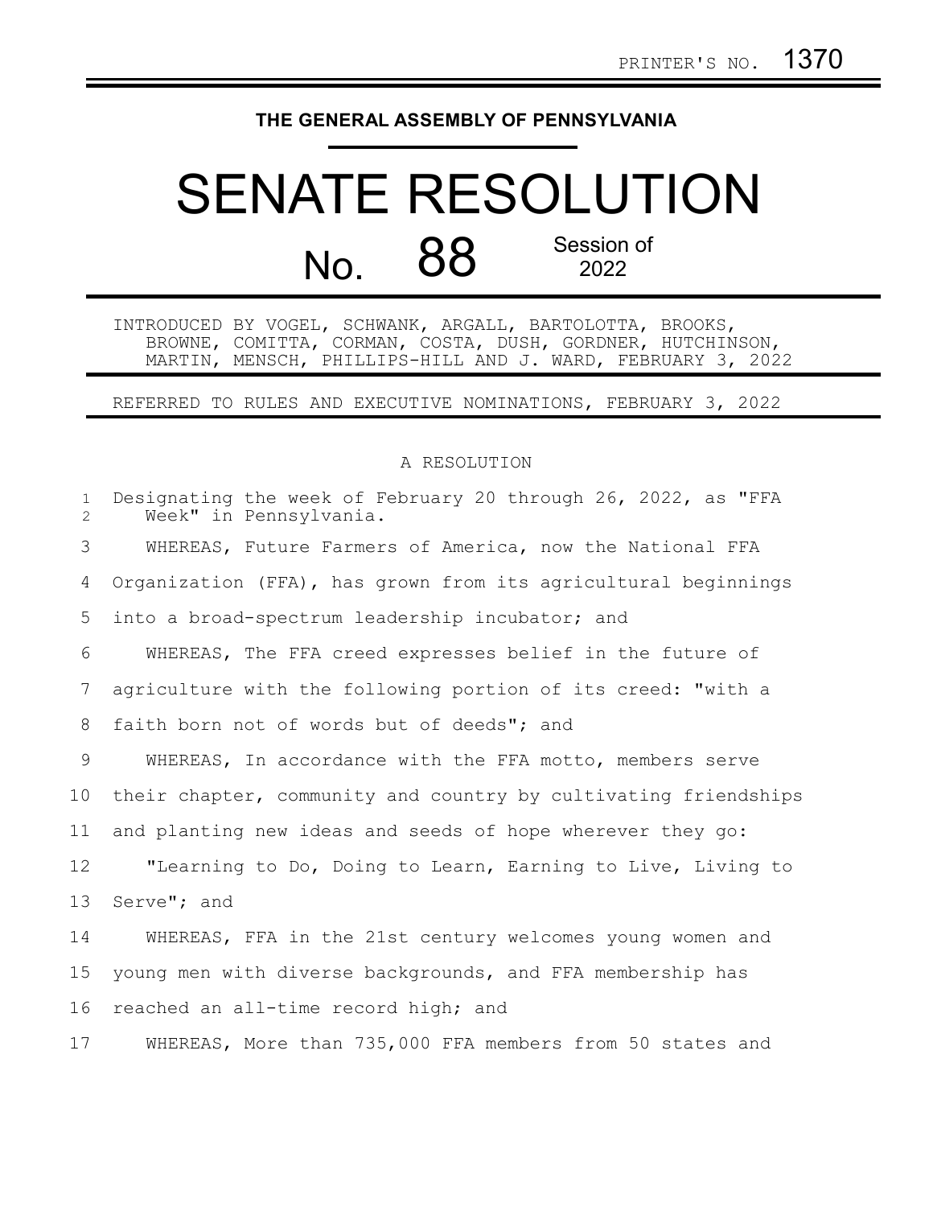PRINTER'S NO. 1370

THE GENERAL ASSEMBLY OF PENNSYLVANIA

# SENATE RESOLUTION

## No. 88 Session of 2022

INTRODUCED BY VOGEL, SCHWANK, ARGALL, BARTOLOTTA, BROOKS, BROWNE, COMITTA, CORMAN, COSTA, DUSH, GORDNER, HUTCHINSON, MARTIN, MENSCH, PHILLIPS-HILL AND J. WARD, FEBRUARY 3, 2022

REFERRED TO RULES AND EXECUTIVE NOMINATIONS, FEBRUARY 3, 2022

A RESOLUTION

Designating the week of February 20 through 26, 2022, as "FFA Week" in Pennsylvania.

WHEREAS, Future Farmers of America, now the National FFA Organization (FFA), has grown from its agricultural beginnings into a broad-spectrum leadership incubator; and

WHEREAS, The FFA creed expresses belief in the future of agriculture with the following portion of its creed: "with a faith born not of words but of deeds"; and

WHEREAS, In accordance with the FFA motto, members serve their chapter, community and country by cultivating friendships and planting new ideas and seeds of hope wherever they go: "Learning to Do, Doing to Learn, Earning to Live, Living to Serve"; and

WHEREAS, FFA in the 21st century welcomes young women and young men with diverse backgrounds, and FFA membership has reached an all-time record high; and

WHEREAS, More than 735,000 FFA members from 50 states and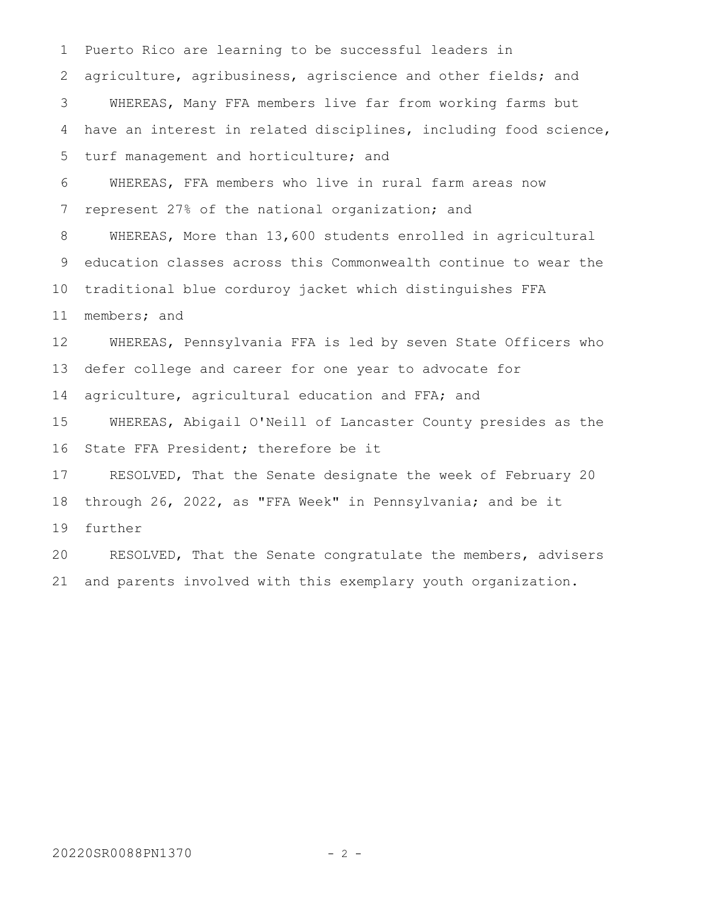Puerto Rico are learning to be successful leaders in agriculture, agribusiness, agriscience and other fields; and

WHEREAS, Many FFA members live far from working farms but have an interest in related disciplines, including food science, turf management and horticulture; and

WHEREAS, FFA members who live in rural farm areas now represent 27% of the national organization; and

WHEREAS, More than 13,600 students enrolled in agricultural education classes across this Commonwealth continue to wear the traditional blue corduroy jacket which distinguishes FFA members; and

WHEREAS, Pennsylvania FFA is led by seven State Officers who defer college and career for one year to advocate for agriculture, agricultural education and FFA; and

WHEREAS, Abigail O'Neill of Lancaster County presides as the State FFA President; therefore be it

RESOLVED, That the Senate designate the week of February 20 through 26, 2022, as "FFA Week" in Pennsylvania; and be it further

RESOLVED, That the Senate congratulate the members, advisers and parents involved with this exemplary youth organization.